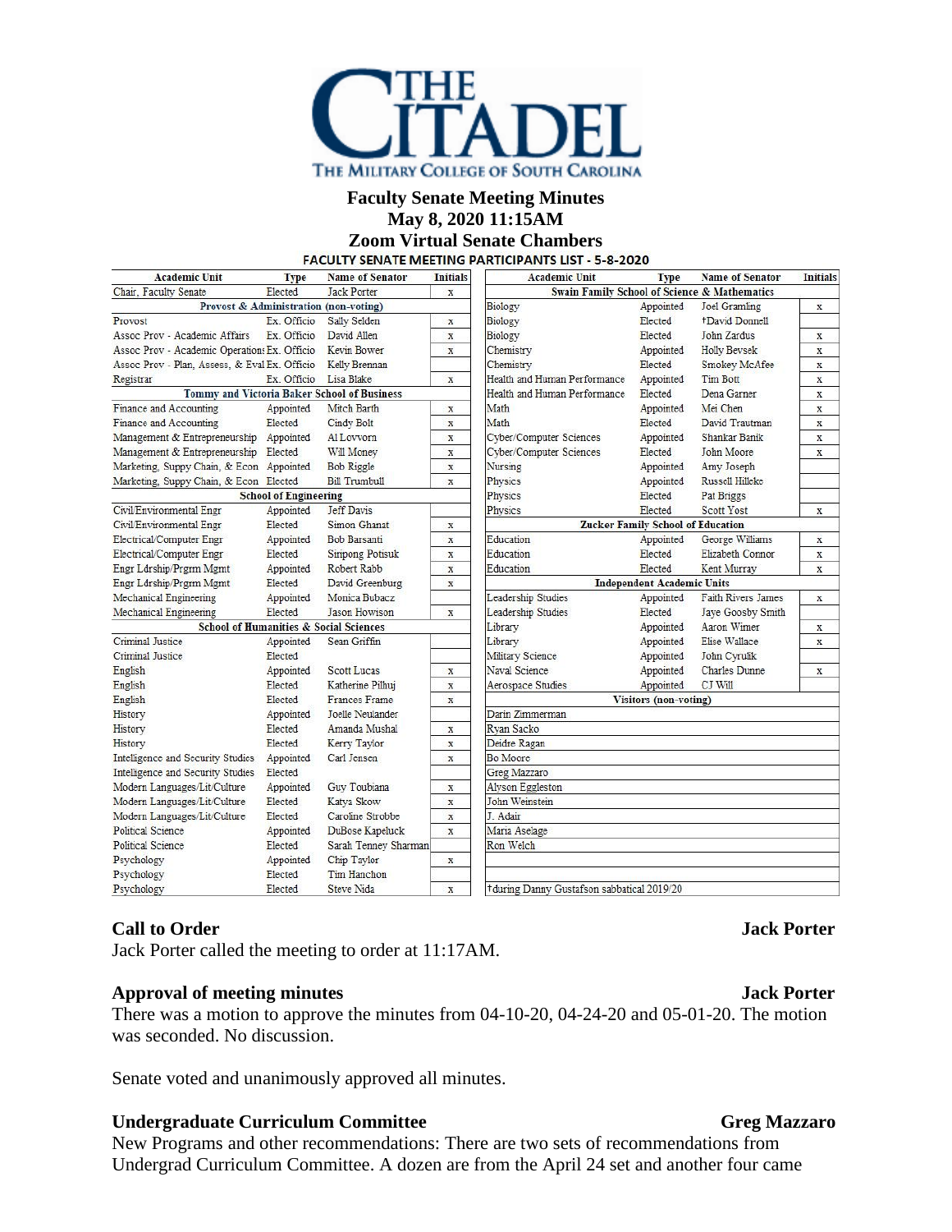THE CITADEL
THE MILITARY COLLEGE OF SOUTH CAROLINA

# Faculty Senate Meeting Minutes
## May 8, 2020 11:15AM
## Zoom Virtual Senate Chambers

**FACULTY SENATE MEETING PARTICIPANTS LIST - 5-8-2020**

| Academic Unit | Type | Name of Senator | Initials |
|---|---|---|---|
| Chair, Faculty Senate | Elected | Jack Porter | x |
| **Provost & Administration (non-voting)** | | | |
| Provost | Ex. Officio | Sally Selden | x |
| Assoc Prov - Academic Affairs | Ex. Officio | David Allen | x |
| Assoc Prov - Academic Operations | Ex. Officio | Kevin Bower | x |
| Assoc Prov - Plan, Assess, & Eval | Ex. Officio | Kelly Brennan | |
| Registrar | Ex. Officio | Lisa Blake | x |
| **Tommy and Victoria Baker School of Business** | | | |
| Finance and Accounting | Appointed | Mitch Barth | x |
| Finance and Accounting | Elected | Cindy Bolt | x |
| Management & Entrepreneurship | Appointed | Al Lovvorn | x |
| Management & Entrepreneurship | Elected | Will Money | x |
| Marketing, Suppy Chain, & Econ | Appointed | Bob Riggle | x |
| Marketing, Suppy Chain, & Econ | Elected | Bill Trumbull | x |
| **School of Engineering** | | | |
| Civil/Environmental Engr | Appointed | Jeff Davis | |
| Civil/Environmental Engr | Elected | Simon Ghanat | x |
| Electrical/Computer Engr | Appointed | Bob Barsanti | x |
| Electrical/Computer Engr | Elected | Siripong Potisuk | x |
| Engr Ldrship/Prgrm Mgmt | Appointed | Robert Rabb | x |
| Engr Ldrship/Prgrm Mgmt | Elected | David Greenburg | x |
| Mechanical Engineering | Appointed | Monica Bubacz | |
| Mechanical Engineering | Elected | Jason Howison | x |
| **School of Humanities & Social Sciences** | | | |
| Criminal Justice | Appointed | Sean Griffin | |
| Criminal Justice | Elected | | |
| English | Appointed | Scott Lucas | x |
| English | Elected | Katherine Pilhuj | x |
| English | Elected | Frances Frame | x |
| History | Appointed | Joelle Neulander | |
| History | Elected | Amanda Mushal | x |
| History | Elected | Kerry Taylor | x |
| Intelligence and Security Studies | Appointed | Carl Jensen | x |
| Intelligence and Security Studies | Elected | | |
| Modern Languages/Lit/Culture | Appointed | Guy Toubiana | x |
| Modern Languages/Lit/Culture | Elected | Katya Skow | x |
| Modern Languages/Lit/Culture | Elected | Caroline Strobbe | x |
| Political Science | Appointed | DuBose Kapeluck | x |
| Political Science | Elected | Sarah Tenney Sharman | |
| Psychology | Appointed | Chip Taylor | x |
| Psychology | Elected | Tim Hanchon | |
| Psychology | Elected | Steve Nida | x |

| Academic Unit | Type | Name of Senator | Initials |
|---|---|---|---|
| **Swain Family School of Science & Mathematics** | | | |
| Biology | Appointed | Joel Gramling | x |
| Biology | Elected | †David Donnell | |
| Biology | Elected | John Zardus | x |
| Chemistry | Appointed | Holly Bevsek | x |
| Chemistry | Elected | Smokey McAfee | x |
| Health and Human Performance | Appointed | Tim Bott | x |
| Health and Human Performance | Elected | Dena Garner | x |
| Math | Appointed | Mei Chen | x |
| Math | Elected | David Trautman | x |
| Cyber/Computer Sciences | Appointed | Shankar Banik | x |
| Cyber/Computer Sciences | Elected | John Moore | x |
| Nursing | Appointed | Amy Joseph | |
| Physics | Appointed | Russell Hilleke | |
| Physics | Elected | Pat Briggs | |
| Physics | Elected | Scott Yost | x |
| **Zucker Family School of Education** | | | |
| Education | Appointed | George Williams | x |
| Education | Elected | Elizabeth Connor | x |
| Education | Elected | Kent Murray | x |
| **Independent Academic Units** | | | |
| Leadership Studies | Appointed | Faith Rivers James | x |
| Leadership Studies | Elected | Jaye Goosby Smith | |
| Library | Appointed | Aaron Wimer | x |
| Library | Appointed | Elise Wallace | x |
| Military Science | Appointed | John Cyrulik | |
| Naval Science | Appointed | Charles Dunne | x |
| Aerospace Studies | Appointed | CJ Will | |
| **Visitors (non-voting)** | | | |
| Darin Zimmerman | | | |
| Ryan Sacko | | | |
| Deidre Ragan | | | |
| Bo Moore | | | |
| Greg Mazzaro | | | |
| Alyson Eggleston | | | |
| John Weinstein | | | |
| J. Adair | | | |
| Maria Aselage | | | |
| Ron Welch | | | |
| †during Danny Gustafson sabbatical 2019/20 | | | |

### Call to Order — Jack Porter

Jack Porter called the meeting to order at 11:17AM.

### Approval of meeting minutes — Jack Porter

There was a motion to approve the minutes from 04-10-20, 04-24-20 and 05-01-20. The motion was seconded. No discussion.

Senate voted and unanimously approved all minutes.

### Undergraduate Curriculum Committee — Greg Mazzaro

New Programs and other recommendations: There are two sets of recommendations from Undergrad Curriculum Committee. A dozen are from the April 24 set and another four came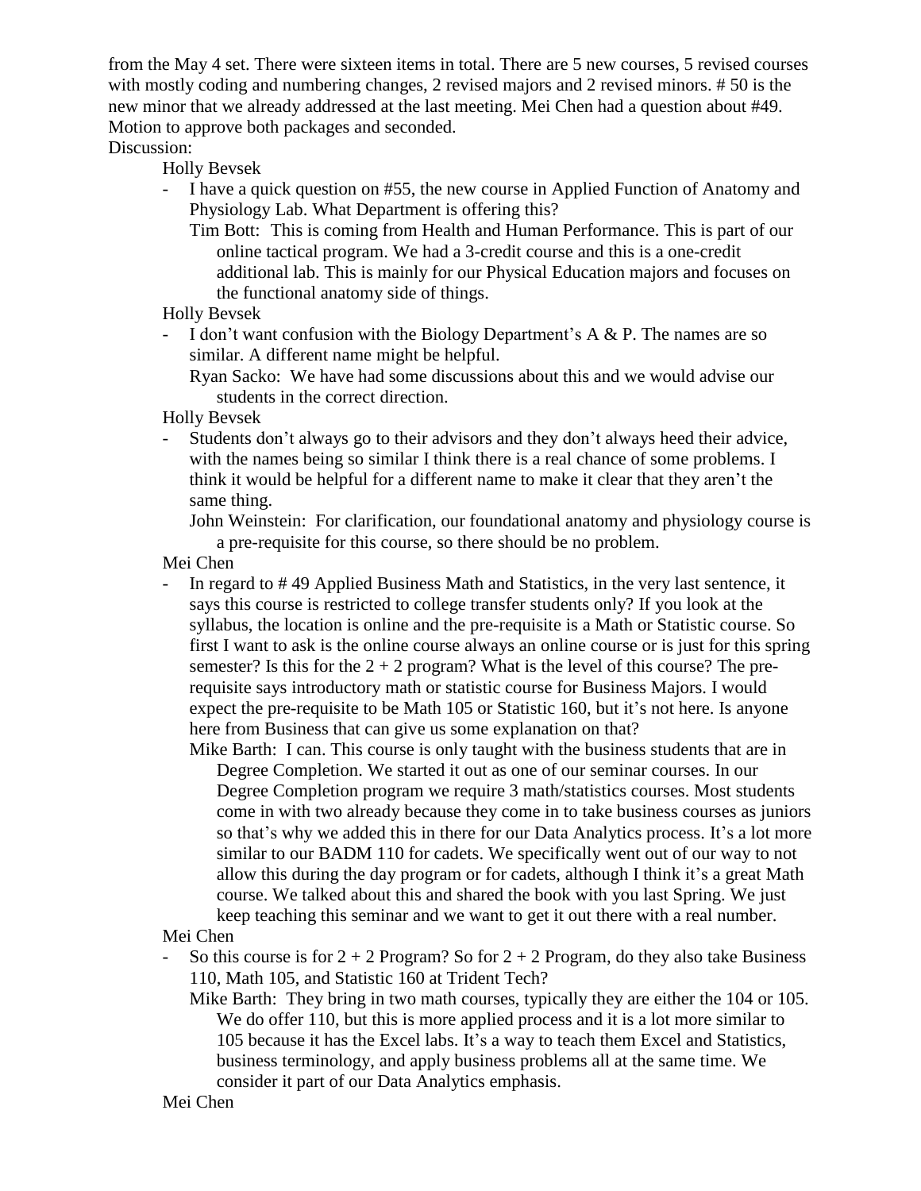from the May 4 set. There were sixteen items in total. There are 5 new courses, 5 revised courses with mostly coding and numbering changes, 2 revised majors and 2 revised minors. # 50 is the new minor that we already addressed at the last meeting. Mei Chen had a question about #49. Motion to approve both packages and seconded.

Discussion:

Holly Bevsek

- I have a quick question on #55, the new course in Applied Function of Anatomy and Physiology Lab. What Department is offering this?

  Tim Bott: This is coming from Health and Human Performance. This is part of our online tactical program. We had a 3-credit course and this is a one-credit additional lab. This is mainly for our Physical Education majors and focuses on the functional anatomy side of things.

Holly Bevsek

- I don't want confusion with the Biology Department's A & P. The names are so similar. A different name might be helpful.

  Ryan Sacko: We have had some discussions about this and we would advise our students in the correct direction.

Holly Bevsek

- Students don't always go to their advisors and they don't always heed their advice, with the names being so similar I think there is a real chance of some problems. I think it would be helpful for a different name to make it clear that they aren't the same thing.

  John Weinstein: For clarification, our foundational anatomy and physiology course is a pre-requisite for this course, so there should be no problem.

Mei Chen

- In regard to # 49 Applied Business Math and Statistics, in the very last sentence, it says this course is restricted to college transfer students only? If you look at the syllabus, the location is online and the pre-requisite is a Math or Statistic course. So first I want to ask is the online course always an online course or is just for this spring semester? Is this for the 2 + 2 program? What is the level of this course? The pre-requisite says introductory math or statistic course for Business Majors. I would expect the pre-requisite to be Math 105 or Statistic 160, but it's not here. Is anyone here from Business that can give us some explanation on that?

  Mike Barth: I can. This course is only taught with the business students that are in Degree Completion. We started it out as one of our seminar courses. In our Degree Completion program we require 3 math/statistics courses. Most students come in with two already because they come in to take business courses as juniors so that's why we added this in there for our Data Analytics process. It's a lot more similar to our BADM 110 for cadets. We specifically went out of our way to not allow this during the day program or for cadets, although I think it's a great Math course. We talked about this and shared the book with you last Spring. We just keep teaching this seminar and we want to get it out there with a real number.

Mei Chen

- So this course is for 2 + 2 Program? So for 2 + 2 Program, do they also take Business 110, Math 105, and Statistic 160 at Trident Tech?

  Mike Barth: They bring in two math courses, typically they are either the 104 or 105. We do offer 110, but this is more applied process and it is a lot more similar to 105 because it has the Excel labs. It's a way to teach them Excel and Statistics, business terminology, and apply business problems all at the same time. We consider it part of our Data Analytics emphasis.

Mei Chen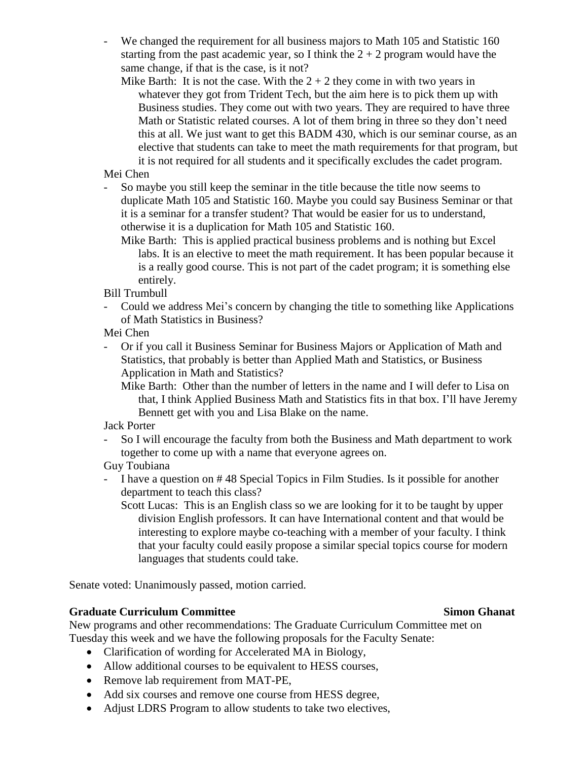- We changed the requirement for all business majors to Math 105 and Statistic 160 starting from the past academic year, so I think the 2 + 2 program would have the same change, if that is the case, is it not?

  Mike Barth: It is not the case. With the 2 + 2 they come in with two years in whatever they got from Trident Tech, but the aim here is to pick them up with Business studies. They come out with two years. They are required to have three Math or Statistic related courses. A lot of them bring in three so they don't need this at all. We just want to get this BADM 430, which is our seminar course, as an elective that students can take to meet the math requirements for that program, but it is not required for all students and it specifically excludes the cadet program.

Mei Chen

- So maybe you still keep the seminar in the title because the title now seems to duplicate Math 105 and Statistic 160. Maybe you could say Business Seminar or that it is a seminar for a transfer student? That would be easier for us to understand, otherwise it is a duplication for Math 105 and Statistic 160.

  Mike Barth: This is applied practical business problems and is nothing but Excel labs. It is an elective to meet the math requirement. It has been popular because it is a really good course. This is not part of the cadet program; it is something else entirely.

Bill Trumbull

- Could we address Mei's concern by changing the title to something like Applications of Math Statistics in Business?

Mei Chen

- Or if you call it Business Seminar for Business Majors or Application of Math and Statistics, that probably is better than Applied Math and Statistics, or Business Application in Math and Statistics?

  Mike Barth: Other than the number of letters in the name and I will defer to Lisa on that, I think Applied Business Math and Statistics fits in that box. I'll have Jeremy Bennett get with you and Lisa Blake on the name.

Jack Porter

- So I will encourage the faculty from both the Business and Math department to work together to come up with a name that everyone agrees on.

Guy Toubiana

- I have a question on # 48 Special Topics in Film Studies. Is it possible for another department to teach this class?

  Scott Lucas: This is an English class so we are looking for it to be taught by upper division English professors. It can have International content and that would be interesting to explore maybe co-teaching with a member of your faculty. I think that your faculty could easily propose a similar special topics course for modern languages that students could take.

Senate voted: Unanimously passed, motion carried.

**Graduate Curriculum Committee** **Simon Ghanat**

New programs and other recommendations: The Graduate Curriculum Committee met on Tuesday this week and we have the following proposals for the Faculty Senate:

- Clarification of wording for Accelerated MA in Biology,
- Allow additional courses to be equivalent to HESS courses,
- Remove lab requirement from MAT-PE,
- Add six courses and remove one course from HESS degree,
- Adjust LDRS Program to allow students to take two electives,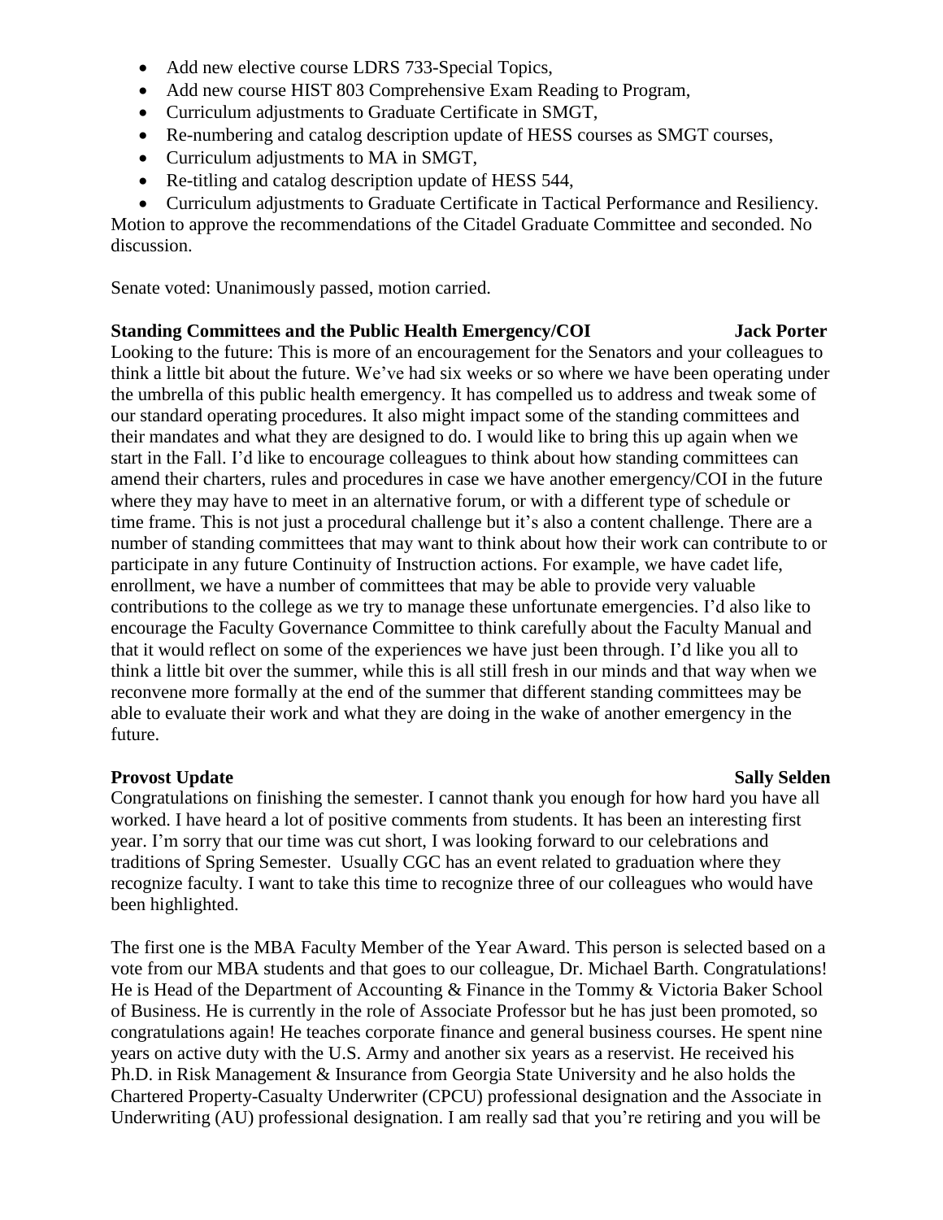- Add new elective course LDRS 733-Special Topics,
- Add new course HIST 803 Comprehensive Exam Reading to Program,
- Curriculum adjustments to Graduate Certificate in SMGT,
- Re-numbering and catalog description update of HESS courses as SMGT courses,
- Curriculum adjustments to MA in SMGT,
- Re-titling and catalog description update of HESS 544,
- Curriculum adjustments to Graduate Certificate in Tactical Performance and Resiliency.

Motion to approve the recommendations of the Citadel Graduate Committee and seconded. No discussion.

Senate voted: Unanimously passed, motion carried.

**Standing Committees and the Public Health Emergency/COI** **Jack Porter**

Looking to the future: This is more of an encouragement for the Senators and your colleagues to think a little bit about the future. We've had six weeks or so where we have been operating under the umbrella of this public health emergency. It has compelled us to address and tweak some of our standard operating procedures. It also might impact some of the standing committees and their mandates and what they are designed to do. I would like to bring this up again when we start in the Fall. I'd like to encourage colleagues to think about how standing committees can amend their charters, rules and procedures in case we have another emergency/COI in the future where they may have to meet in an alternative forum, or with a different type of schedule or time frame. This is not just a procedural challenge but it's also a content challenge. There are a number of standing committees that may want to think about how their work can contribute to or participate in any future Continuity of Instruction actions. For example, we have cadet life, enrollment, we have a number of committees that may be able to provide very valuable contributions to the college as we try to manage these unfortunate emergencies. I'd also like to encourage the Faculty Governance Committee to think carefully about the Faculty Manual and that it would reflect on some of the experiences we have just been through. I'd like you all to think a little bit over the summer, while this is all still fresh in our minds and that way when we reconvene more formally at the end of the summer that different standing committees may be able to evaluate their work and what they are doing in the wake of another emergency in the future.

**Provost Update** **Sally Selden**

Congratulations on finishing the semester. I cannot thank you enough for how hard you have all worked. I have heard a lot of positive comments from students. It has been an interesting first year. I'm sorry that our time was cut short, I was looking forward to our celebrations and traditions of Spring Semester. Usually CGC has an event related to graduation where they recognize faculty. I want to take this time to recognize three of our colleagues who would have been highlighted.

The first one is the MBA Faculty Member of the Year Award. This person is selected based on a vote from our MBA students and that goes to our colleague, Dr. Michael Barth. Congratulations! He is Head of the Department of Accounting & Finance in the Tommy & Victoria Baker School of Business. He is currently in the role of Associate Professor but he has just been promoted, so congratulations again! He teaches corporate finance and general business courses. He spent nine years on active duty with the U.S. Army and another six years as a reservist. He received his Ph.D. in Risk Management & Insurance from Georgia State University and he also holds the Chartered Property-Casualty Underwriter (CPCU) professional designation and the Associate in Underwriting (AU) professional designation. I am really sad that you're retiring and you will be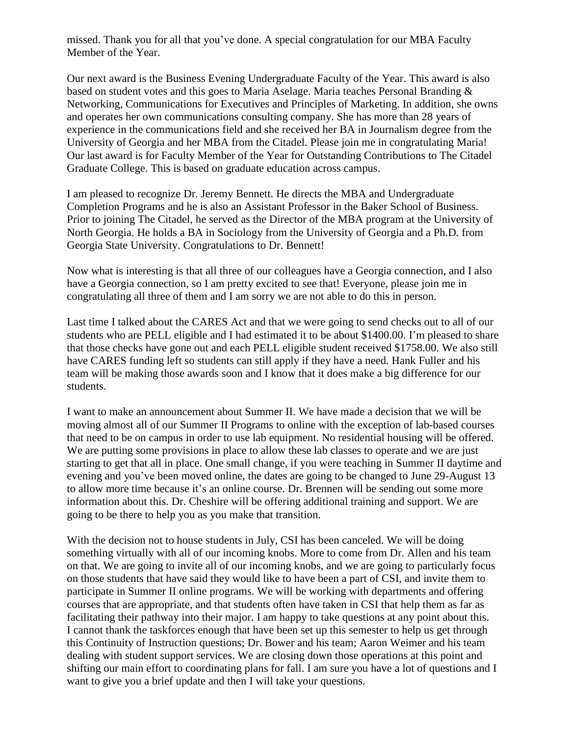missed. Thank you for all that you've done. A special congratulation for our MBA Faculty Member of the Year.

Our next award is the Business Evening Undergraduate Faculty of the Year. This award is also based on student votes and this goes to Maria Aselage. Maria teaches Personal Branding & Networking, Communications for Executives and Principles of Marketing. In addition, she owns and operates her own communications consulting company. She has more than 28 years of experience in the communications field and she received her BA in Journalism degree from the University of Georgia and her MBA from the Citadel. Please join me in congratulating Maria! Our last award is for Faculty Member of the Year for Outstanding Contributions to The Citadel Graduate College. This is based on graduate education across campus.

I am pleased to recognize Dr. Jeremy Bennett. He directs the MBA and Undergraduate Completion Programs and he is also an Assistant Professor in the Baker School of Business. Prior to joining The Citadel, he served as the Director of the MBA program at the University of North Georgia. He holds a BA in Sociology from the University of Georgia and a Ph.D. from Georgia State University. Congratulations to Dr. Bennett!

Now what is interesting is that all three of our colleagues have a Georgia connection, and I also have a Georgia connection, so I am pretty excited to see that! Everyone, please join me in congratulating all three of them and I am sorry we are not able to do this in person.

Last time I talked about the CARES Act and that we were going to send checks out to all of our students who are PELL eligible and I had estimated it to be about $1400.00. I'm pleased to share that those checks have gone out and each PELL eligible student received $1758.00. We also still have CARES funding left so students can still apply if they have a need. Hank Fuller and his team will be making those awards soon and I know that it does make a big difference for our students.

I want to make an announcement about Summer II. We have made a decision that we will be moving almost all of our Summer II Programs to online with the exception of lab-based courses that need to be on campus in order to use lab equipment. No residential housing will be offered. We are putting some provisions in place to allow these lab classes to operate and we are just starting to get that all in place. One small change, if you were teaching in Summer II daytime and evening and you've been moved online, the dates are going to be changed to June 29-August 13 to allow more time because it's an online course. Dr. Brennen will be sending out some more information about this. Dr. Cheshire will be offering additional training and support. We are going to be there to help you as you make that transition.

With the decision not to house students in July, CSI has been canceled. We will be doing something virtually with all of our incoming knobs. More to come from Dr. Allen and his team on that. We are going to invite all of our incoming knobs, and we are going to particularly focus on those students that have said they would like to have been a part of CSI, and invite them to participate in Summer II online programs. We will be working with departments and offering courses that are appropriate, and that students often have taken in CSI that help them as far as facilitating their pathway into their major. I am happy to take questions at any point about this. I cannot thank the taskforces enough that have been set up this semester to help us get through this Continuity of Instruction questions; Dr. Bower and his team; Aaron Weimer and his team dealing with student support services. We are closing down those operations at this point and shifting our main effort to coordinating plans for fall. I am sure you have a lot of questions and I want to give you a brief update and then I will take your questions.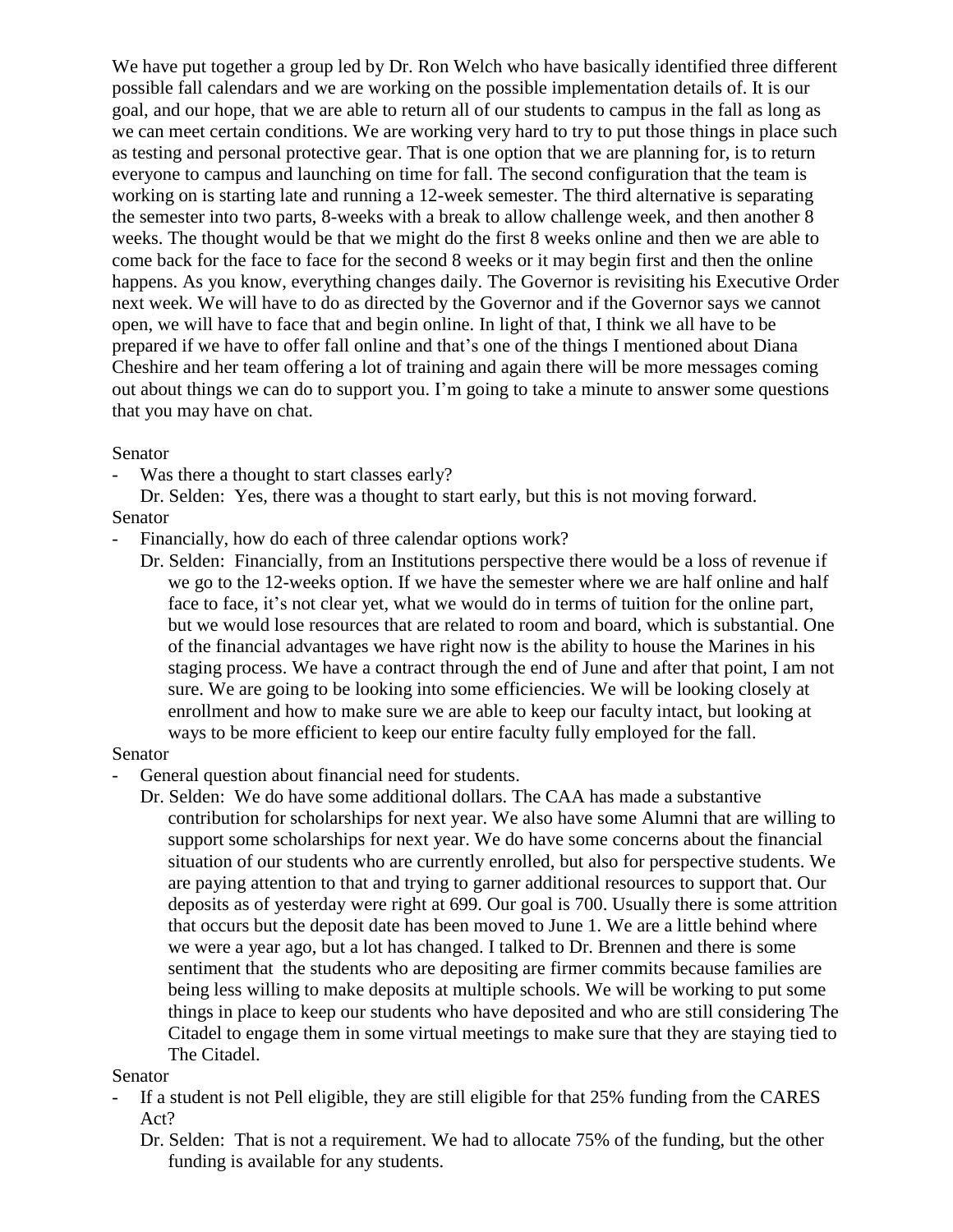We have put together a group led by Dr. Ron Welch who have basically identified three different possible fall calendars and we are working on the possible implementation details of. It is our goal, and our hope, that we are able to return all of our students to campus in the fall as long as we can meet certain conditions. We are working very hard to try to put those things in place such as testing and personal protective gear. That is one option that we are planning for, is to return everyone to campus and launching on time for fall. The second configuration that the team is working on is starting late and running a 12-week semester. The third alternative is separating the semester into two parts, 8-weeks with a break to allow challenge week, and then another 8 weeks. The thought would be that we might do the first 8 weeks online and then we are able to come back for the face to face for the second 8 weeks or it may begin first and then the online happens. As you know, everything changes daily. The Governor is revisiting his Executive Order next week. We will have to do as directed by the Governor and if the Governor says we cannot open, we will have to face that and begin online. In light of that, I think we all have to be prepared if we have to offer fall online and that's one of the things I mentioned about Diana Cheshire and her team offering a lot of training and again there will be more messages coming out about things we can do to support you. I'm going to take a minute to answer some questions that you may have on chat.

Senator

- Was there a thought to start classes early?

  Dr. Selden: Yes, there was a thought to start early, but this is not moving forward.

Senator

- Financially, how do each of three calendar options work?

  Dr. Selden: Financially, from an Institutions perspective there would be a loss of revenue if we go to the 12-weeks option. If we have the semester where we are half online and half face to face, it's not clear yet, what we would do in terms of tuition for the online part, but we would lose resources that are related to room and board, which is substantial. One of the financial advantages we have right now is the ability to house the Marines in his staging process. We have a contract through the end of June and after that point, I am not sure. We are going to be looking into some efficiencies. We will be looking closely at enrollment and how to make sure we are able to keep our faculty intact, but looking at ways to be more efficient to keep our entire faculty fully employed for the fall.

Senator

- General question about financial need for students.

  Dr. Selden: We do have some additional dollars. The CAA has made a substantive contribution for scholarships for next year. We also have some Alumni that are willing to support some scholarships for next year. We do have some concerns about the financial situation of our students who are currently enrolled, but also for perspective students. We are paying attention to that and trying to garner additional resources to support that. Our deposits as of yesterday were right at 699. Our goal is 700. Usually there is some attrition that occurs but the deposit date has been moved to June 1. We are a little behind where we were a year ago, but a lot has changed. I talked to Dr. Brennen and there is some sentiment that the students who are depositing are firmer commits because families are being less willing to make deposits at multiple schools. We will be working to put some things in place to keep our students who have deposited and who are still considering The Citadel to engage them in some virtual meetings to make sure that they are staying tied to The Citadel.

Senator

- If a student is not Pell eligible, they are still eligible for that 25% funding from the CARES Act?

  Dr. Selden: That is not a requirement. We had to allocate 75% of the funding, but the other funding is available for any students.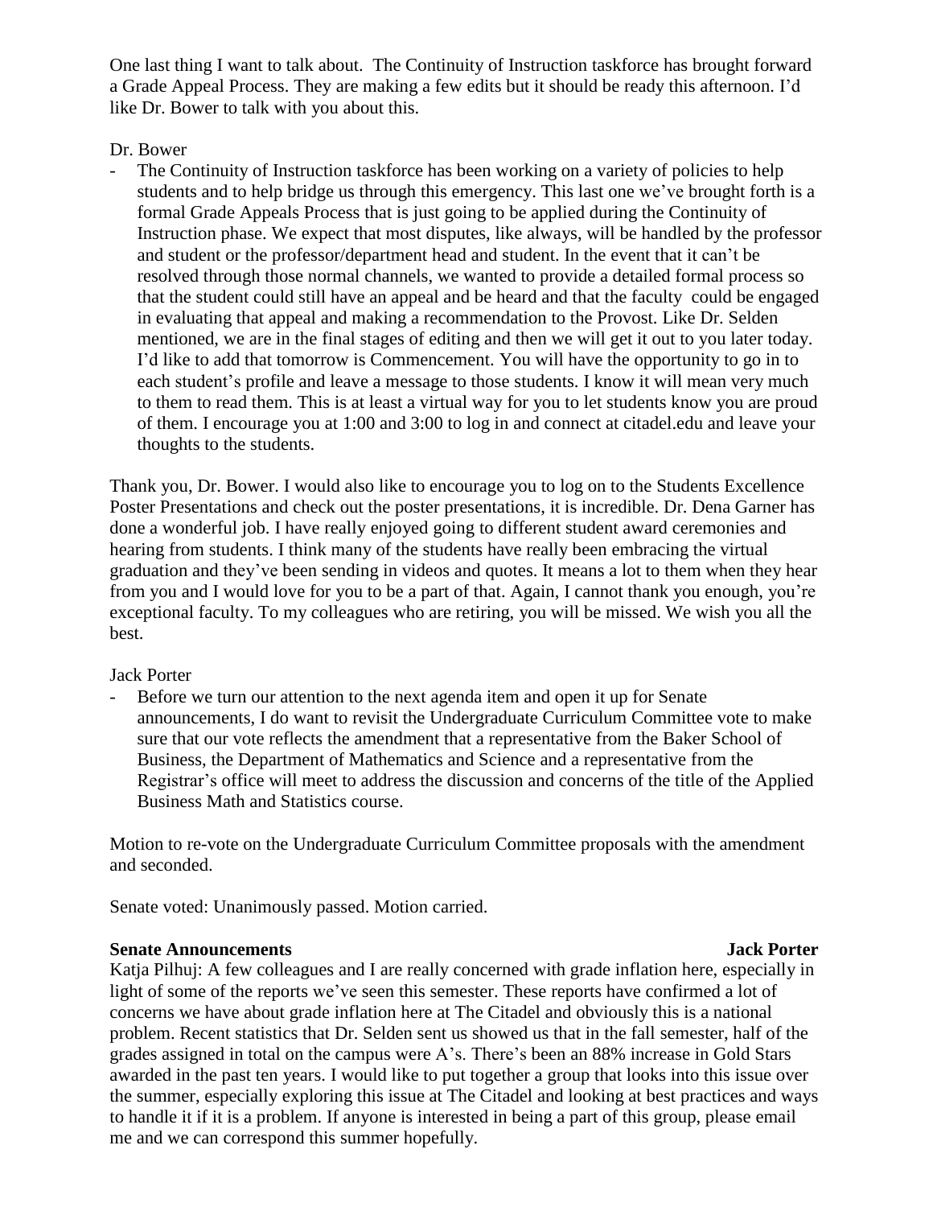One last thing I want to talk about. The Continuity of Instruction taskforce has brought forward a Grade Appeal Process. They are making a few edits but it should be ready this afternoon. I'd like Dr. Bower to talk with you about this.

Dr. Bower

- The Continuity of Instruction taskforce has been working on a variety of policies to help students and to help bridge us through this emergency. This last one we've brought forth is a formal Grade Appeals Process that is just going to be applied during the Continuity of Instruction phase. We expect that most disputes, like always, will be handled by the professor and student or the professor/department head and student. In the event that it can't be resolved through those normal channels, we wanted to provide a detailed formal process so that the student could still have an appeal and be heard and that the faculty could be engaged in evaluating that appeal and making a recommendation to the Provost. Like Dr. Selden mentioned, we are in the final stages of editing and then we will get it out to you later today. I'd like to add that tomorrow is Commencement. You will have the opportunity to go in to each student's profile and leave a message to those students. I know it will mean very much to them to read them. This is at least a virtual way for you to let students know you are proud of them. I encourage you at 1:00 and 3:00 to log in and connect at citadel.edu and leave your thoughts to the students.

Thank you, Dr. Bower. I would also like to encourage you to log on to the Students Excellence Poster Presentations and check out the poster presentations, it is incredible. Dr. Dena Garner has done a wonderful job. I have really enjoyed going to different student award ceremonies and hearing from students. I think many of the students have really been embracing the virtual graduation and they've been sending in videos and quotes. It means a lot to them when they hear from you and I would love for you to be a part of that. Again, I cannot thank you enough, you're exceptional faculty. To my colleagues who are retiring, you will be missed. We wish you all the best.

Jack Porter

- Before we turn our attention to the next agenda item and open it up for Senate announcements, I do want to revisit the Undergraduate Curriculum Committee vote to make sure that our vote reflects the amendment that a representative from the Baker School of Business, the Department of Mathematics and Science and a representative from the Registrar's office will meet to address the discussion and concerns of the title of the Applied Business Math and Statistics course.

Motion to re-vote on the Undergraduate Curriculum Committee proposals with the amendment and seconded.

Senate voted: Unanimously passed. Motion carried.

**Senate Announcements** **Jack Porter**

Katja Pilhuj: A few colleagues and I are really concerned with grade inflation here, especially in light of some of the reports we've seen this semester. These reports have confirmed a lot of concerns we have about grade inflation here at The Citadel and obviously this is a national problem. Recent statistics that Dr. Selden sent us showed us that in the fall semester, half of the grades assigned in total on the campus were A's. There's been an 88% increase in Gold Stars awarded in the past ten years. I would like to put together a group that looks into this issue over the summer, especially exploring this issue at The Citadel and looking at best practices and ways to handle it if it is a problem. If anyone is interested in being a part of this group, please email me and we can correspond this summer hopefully.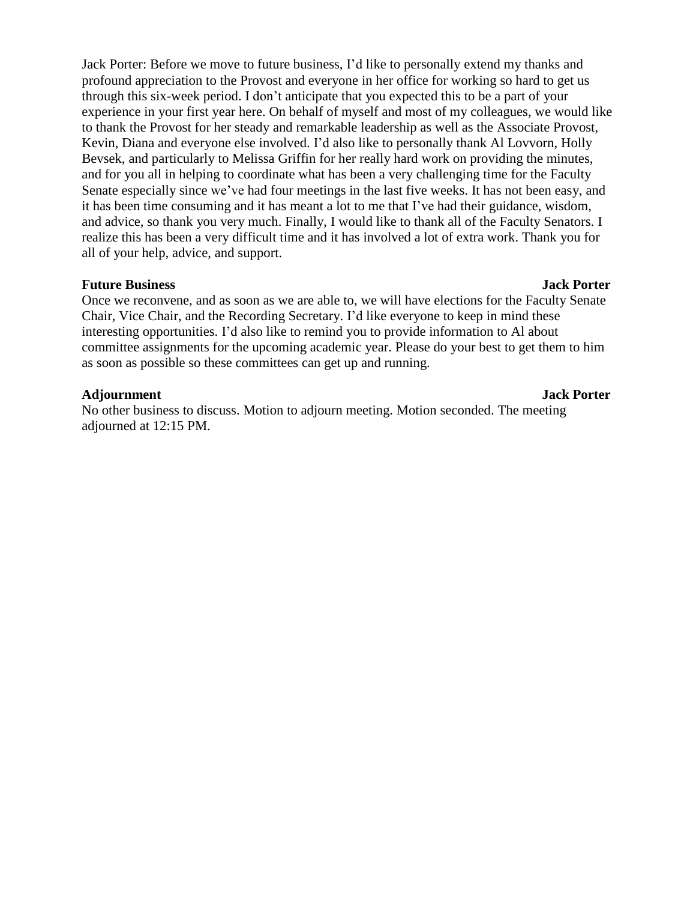Jack Porter: Before we move to future business, I'd like to personally extend my thanks and profound appreciation to the Provost and everyone in her office for working so hard to get us through this six-week period. I don't anticipate that you expected this to be a part of your experience in your first year here. On behalf of myself and most of my colleagues, we would like to thank the Provost for her steady and remarkable leadership as well as the Associate Provost, Kevin, Diana and everyone else involved. I'd also like to personally thank Al Lovvorn, Holly Bevsek, and particularly to Melissa Griffin for her really hard work on providing the minutes, and for you all in helping to coordinate what has been a very challenging time for the Faculty Senate especially since we've had four meetings in the last five weeks. It has not been easy, and it has been time consuming and it has meant a lot to me that I've had their guidance, wisdom, and advice, so thank you very much. Finally, I would like to thank all of the Faculty Senators. I realize this has been a very difficult time and it has involved a lot of extra work. Thank you for all of your help, advice, and support.

**Future Business** **Jack Porter**

Once we reconvene, and as soon as we are able to, we will have elections for the Faculty Senate Chair, Vice Chair, and the Recording Secretary. I'd like everyone to keep in mind these interesting opportunities. I'd also like to remind you to provide information to Al about committee assignments for the upcoming academic year. Please do your best to get them to him as soon as possible so these committees can get up and running.

**Adjournment** **Jack Porter**

No other business to discuss. Motion to adjourn meeting. Motion seconded. The meeting adjourned at 12:15 PM.